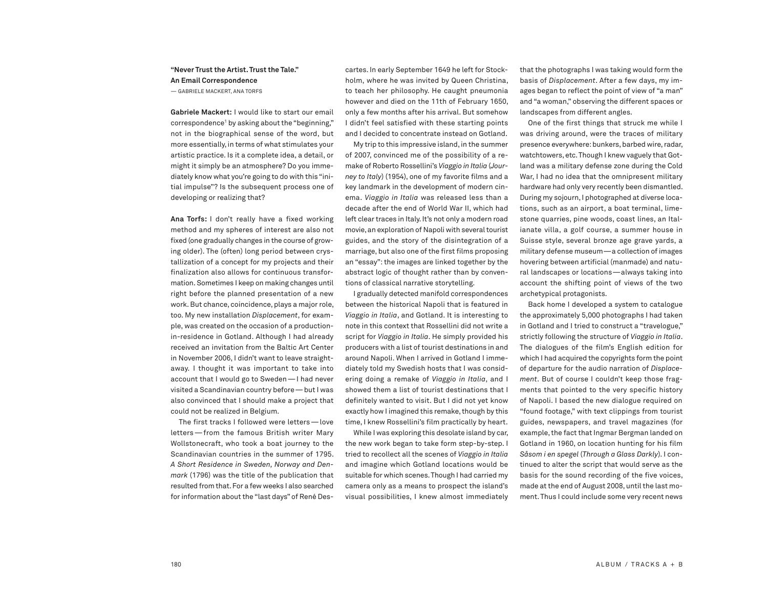**"Never Trust the Artist. Trust the Tale."**
**An Email Correspondence**
— GABRIELE MACKERT, ANA TORFS

**Gabriele Mackert:** I would like to start our email correspondence[1] by asking about the "beginning," not in the biographical sense of the word, but more essentially, in terms of what stimulates your artistic practice. Is it a complete idea, a detail, or might it simply be an atmosphere? Do you immediately know what you're going to do with this "initial impulse"? Is the subsequent process one of developing or realizing that?

**Ana Torfs:** I don't really have a fixed working method and my spheres of interest are also not fixed (one gradually changes in the course of growing older). The (often) long period between crystallization of a concept for my projects and their finalization also allows for continuous transformation. Sometimes I keep on making changes until right before the planned presentation of a new work. But chance, coincidence, plays a major role, too. My new installation *Displacement*, for example, was created on the occasion of a production-in-residence in Gotland. Although I had already received an invitation from the Baltic Art Center in November 2006, I didn't want to leave straightaway. I thought it was important to take into account that I would go to Sweden — I had never visited a Scandinavian country before — but I was also convinced that I should make a project that could not be realized in Belgium.

The first tracks I followed were letters — love letters — from the famous British writer Mary Wollstonecraft, who took a boat journey to the Scandinavian countries in the summer of 1795. *A Short Residence in Sweden, Norway and Denmark* (1796) was the title of the publication that resulted from that. For a few weeks I also searched for information about the "last days" of René Descartes. In early September 1649 he left for Stockholm, where he was invited by Queen Christina, to teach her philosophy. He caught pneumonia however and died on the 11th of February 1650, only a few months after his arrival. But somehow I didn't feel satisfied with these starting points and I decided to concentrate instead on Gotland.

My trip to this impressive island, in the summer of 2007, convinced me of the possibility of a remake of Roberto Rossellini's *Viaggio in Italia* (*Journey to Italy*) (1954), one of my favorite films and a key landmark in the development of modern cinema. *Viaggio in Italia* was released less than a decade after the end of World War II, which had left clear traces in Italy. It's not only a modern road movie, an exploration of Napoli with several tourist guides, and the story of the disintegration of a marriage, but also one of the first films proposing an "essay": the images are linked together by the abstract logic of thought rather than by conventions of classical narrative storytelling.

I gradually detected manifold correspondences between the historical Napoli that is featured in *Viaggio in Italia*, and Gotland. It is interesting to note in this context that Rossellini did not write a script for *Viaggio in Italia*. He simply provided his producers with a list of tourist destinations in and around Napoli. When I arrived in Gotland I immediately told my Swedish hosts that I was considering doing a remake of *Viaggio in Italia*, and I showed them a list of tourist destinations that I definitely wanted to visit. But I did not yet know exactly how I imagined this remake, though by this time, I knew Rossellini's film practically by heart.

While I was exploring this desolate island by car, the new work began to take form step-by-step. I tried to recollect all the scenes of *Viaggio in Italia* and imagine which Gotland locations would be suitable for which scenes. Though I had carried my camera only as a means to prospect the island's visual possibilities, I knew almost immediately that the photographs I was taking would form the basis of *Displacement*. After a few days, my images began to reflect the point of view of "a man" and "a woman," observing the different spaces or landscapes from different angles.

One of the first things that struck me while I was driving around, were the traces of military presence everywhere: bunkers, barbed wire, radar, watchtowers, etc. Though I knew vaguely that Gotland was a military defense zone during the Cold War, I had no idea that the omnipresent military hardware had only very recently been dismantled. During my sojourn, I photographed at diverse locations, such as an airport, a boat terminal, limestone quarries, pine woods, coast lines, an Italianate villa, a golf course, a summer house in Suisse style, several bronze age grave yards, a military defense museum — a collection of images hovering between artificial (manmade) and natural landscapes or locations — always taking into account the shifting point of views of the two archetypical protagonists.

Back home I developed a system to catalogue the approximately 5,000 photographs I had taken in Gotland and I tried to construct a "travelogue," strictly following the structure of *Viaggio in Italia*. The dialogues of the film's English edition for which I had acquired the copyrights form the point of departure for the audio narration of *Displacement*. But of course I couldn't keep those fragments that pointed to the very specific history of Napoli. I based the new dialogue required on "found footage," with text clippings from tourist guides, newspapers, and travel magazines (for example, the fact that Ingmar Bergman landed on Gotland in 1960, on location hunting for his film *Såsom i en spegel* (*Through a Glass Darkly*). I continued to alter the script that would serve as the basis for the sound recording of the five voices, made at the end of August 2008, until the last moment. Thus I could include some very recent news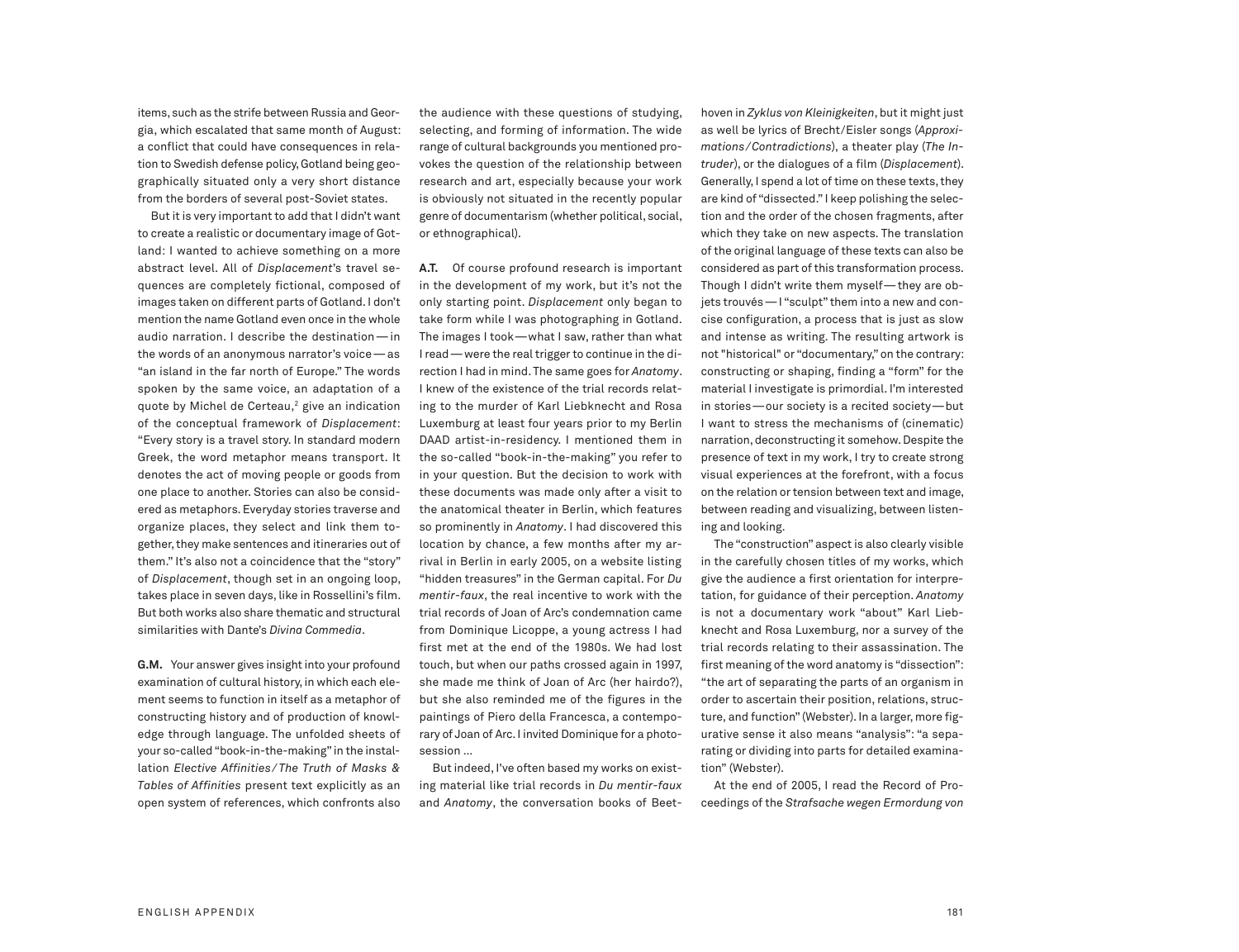items, such as the strife between Russia and Georgia, which escalated that same month of August: a conflict that could have consequences in relation to Swedish defense policy, Gotland being geographically situated only a very short distance from the borders of several post-Soviet states.

But it is very important to add that I didn't want to create a realistic or documentary image of Gotland: I wanted to achieve something on a more abstract level. All of *Displacement*'s travel sequences are completely fictional, composed of images taken on different parts of Gotland. I don't mention the name Gotland even once in the whole audio narration. I describe the destination — in the words of an anonymous narrator's voice — as "an island in the far north of Europe." The words spoken by the same voice, an adaptation of a quote by Michel de Certeau,[2] give an indication of the conceptual framework of *Displacement*: "Every story is a travel story. In standard modern Greek, the word metaphor means transport. It denotes the act of moving people or goods from one place to another. Stories can also be considered as metaphors. Everyday stories traverse and organize places, they select and link them together, they make sentences and itineraries out of them." It's also not a coincidence that the "story" of *Displacement*, though set in an ongoing loop, takes place in seven days, like in Rossellini's film. But both works also share thematic and structural similarities with Dante's *Divina Commedia*.

**G.M.** Your answer gives insight into your profound examination of cultural history, in which each element seems to function in itself as a metaphor of constructing history and of production of knowledge through language. The unfolded sheets of your so-called "book-in-the-making" in the installation *Elective Affinities / The Truth of Masks & Tables of Affinities* present text explicitly as an open system of references, which confronts also the audience with these questions of studying, selecting, and forming of information. The wide range of cultural backgrounds you mentioned provokes the question of the relationship between research and art, especially because your work is obviously not situated in the recently popular genre of documentarism (whether political, social, or ethnographical).

**A.T.** Of course profound research is important in the development of my work, but it's not the only starting point. *Displacement* only began to take form while I was photographing in Gotland. The images I took — what I saw, rather than what I read — were the real trigger to continue in the direction I had in mind. The same goes for *Anatomy*. I knew of the existence of the trial records relating to the murder of Karl Liebknecht and Rosa Luxemburg at least four years prior to my Berlin DAAD artist-in-residency. I mentioned them in the so-called "book-in-the-making" you refer to in your question. But the decision to work with these documents was made only after a visit to the anatomical theater in Berlin, which features so prominently in *Anatomy*. I had discovered this location by chance, a few months after my arrival in Berlin in early 2005, on a website listing "hidden treasures" in the German capital. For *Du mentir-faux*, the real incentive to work with the trial records of Joan of Arc's condemnation came from Dominique Licoppe, a young actress I had first met at the end of the 1980s. We had lost touch, but when our paths crossed again in 1997, she made me think of Joan of Arc (her hairdo?), but she also reminded me of the figures in the paintings of Piero della Francesca, a contemporary of Joan of Arc. I invited Dominique for a photo-session ...

But indeed, I've often based my works on existing material like trial records in *Du mentir-faux* and *Anatomy*, the conversation books of Beethoven in *Zyklus von Kleinigkeiten*, but it might just as well be lyrics of Brecht/Eisler songs (*Approximations / Contradictions*), a theater play (*The Intruder*), or the dialogues of a film (*Displacement*). Generally, I spend a lot of time on these texts, they are kind of "dissected." I keep polishing the selection and the order of the chosen fragments, after which they take on new aspects. The translation of the original language of these texts can also be considered as part of this transformation process. Though I didn't write them myself — they are objets trouvés — I "sculpt" them into a new and concise configuration, a process that is just as slow and intense as writing. The resulting artwork is not "historical" or "documentary," on the contrary: constructing or shaping, finding a "form" for the material I investigate is primordial. I'm interested in stories — our society is a recited society — but I want to stress the mechanisms of (cinematic) narration, deconstructing it somehow. Despite the presence of text in my work, I try to create strong visual experiences at the forefront, with a focus on the relation or tension between text and image, between reading and visualizing, between listening and looking.

The "construction" aspect is also clearly visible in the carefully chosen titles of my works, which give the audience a first orientation for interpretation, for guidance of their perception. *Anatomy* is not a documentary work "about" Karl Liebknecht and Rosa Luxemburg, nor a survey of the trial records relating to their assassination. The first meaning of the word anatomy is "dissection": "the art of separating the parts of an organism in order to ascertain their position, relations, structure, and function" (Webster). In a larger, more figurative sense it also means "analysis": "a separating or dividing into parts for detailed examination" (Webster).

At the end of 2005, I read the Record of Proceedings of the *Strafsache wegen Ermordung von*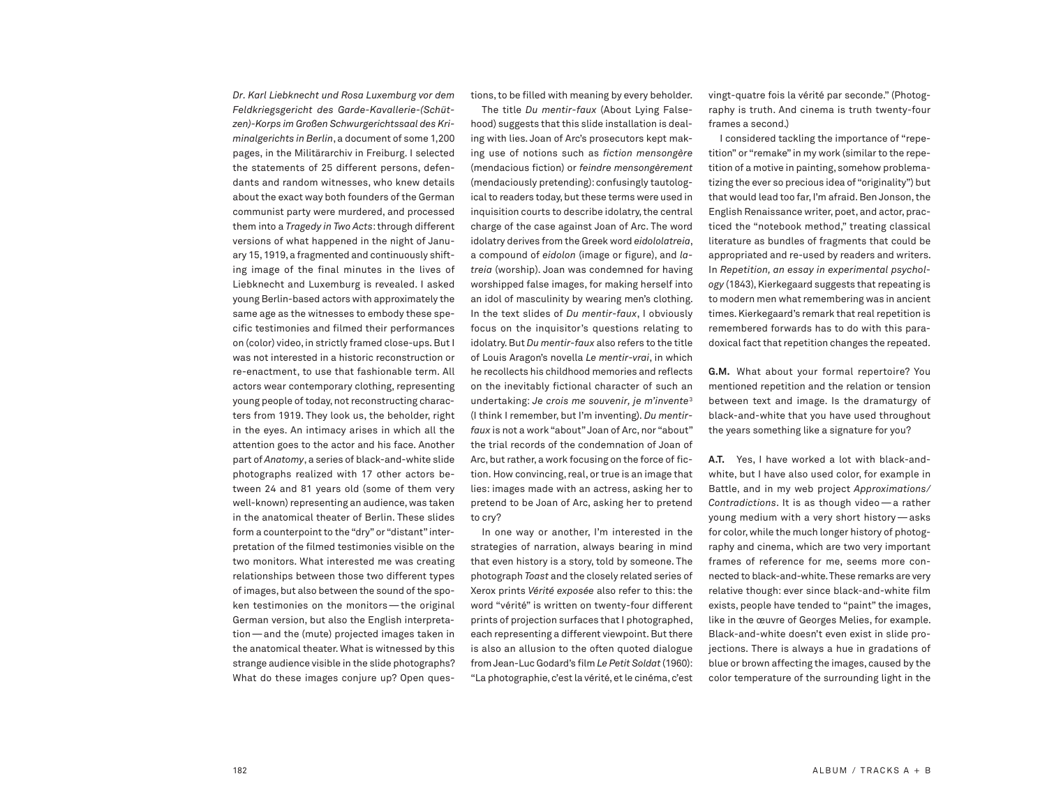*Dr. Karl Liebknecht und Rosa Luxemburg vor dem Feldkriegsgericht des Garde-Kavallerie-(Schützen)-Korps im Großen Schwurgerichtssaal des Kriminalgerichts in Berlin*, a document of some 1,200 pages, in the Militärarchiv in Freiburg. I selected the statements of 25 different persons, defendants and random witnesses, who knew details about the exact way both founders of the German communist party were murdered, and processed them into a *Tragedy in Two Acts*: through different versions of what happened in the night of January 15, 1919, a fragmented and continuously shifting image of the final minutes in the lives of Liebknecht and Luxemburg is revealed. I asked young Berlin-based actors with approximately the same age as the witnesses to embody these specific testimonies and filmed their performances on (color) video, in strictly framed close-ups. But I was not interested in a historic reconstruction or re-enactment, to use that fashionable term. All actors wear contemporary clothing, representing young people of today, not reconstructing characters from 1919. They look us, the beholder, right in the eyes. An intimacy arises in which all the attention goes to the actor and his face. Another part of *Anatomy*, a series of black-and-white slide photographs realized with 17 other actors between 24 and 81 years old (some of them very well-known) representing an audience, was taken in the anatomical theater of Berlin. These slides form a counterpoint to the "dry" or "distant" interpretation of the filmed testimonies visible on the two monitors. What interested me was creating relationships between those two different types of images, but also between the sound of the spoken testimonies on the monitors — the original German version, but also the English interpretation — and the (mute) projected images taken in the anatomical theater. What is witnessed by this strange audience visible in the slide photographs? What do these images conjure up? Open questions, to be filled with meaning by every beholder.

The title *Du mentir-faux* (About Lying Falsehood) suggests that this slide installation is dealing with lies. Joan of Arc's prosecutors kept making use of notions such as *fiction mensongère* (mendacious fiction) or *feindre mensongèrement* (mendaciously pretending): confusingly tautological to readers today, but these terms were used in inquisition courts to describe idolatry, the central charge of the case against Joan of Arc. The word idolatry derives from the Greek word *eidololatreia*, a compound of *eidolon* (image or figure), and *latreia* (worship). Joan was condemned for having worshipped false images, for making herself into an idol of masculinity by wearing men's clothing. In the text slides of *Du mentir-faux*, I obviously focus on the inquisitor's questions relating to idolatry. But *Du mentir-faux* also refers to the title of Louis Aragon's novella *Le mentir-vrai*, in which he recollects his childhood memories and reflects on the inevitably fictional character of such an undertaking: *Je crois me souvenir, je m'invente*[3] (I think I remember, but I'm inventing). *Du mentir-faux* is not a work "about" Joan of Arc, nor "about" the trial records of the condemnation of Joan of Arc, but rather, a work focusing on the force of fiction. How convincing, real, or true is an image that lies: images made with an actress, asking her to pretend to be Joan of Arc, asking her to pretend to cry?

In one way or another, I'm interested in the strategies of narration, always bearing in mind that even history is a story, told by someone. The photograph *Toast* and the closely related series of Xerox prints *Vérité exposée* also refer to this: the word "vérité" is written on twenty-four different prints of projection surfaces that I photographed, each representing a different viewpoint. But there is also an allusion to the often quoted dialogue from Jean-Luc Godard's film *Le Petit Soldat* (1960): "La photographie, c'est la vérité, et le cinéma, c'est vingt-quatre fois la vérité par seconde." (Photography is truth. And cinema is truth twenty-four frames a second.)

I considered tackling the importance of "repetition" or "remake" in my work (similar to the repetition of a motive in painting, somehow problematizing the ever so precious idea of "originality") but that would lead too far, I'm afraid. Ben Jonson, the English Renaissance writer, poet, and actor, practiced the "notebook method," treating classical literature as bundles of fragments that could be appropriated and re-used by readers and writers. In *Repetition, an essay in experimental psychology* (1843), Kierkegaard suggests that repeating is to modern men what remembering was in ancient times. Kierkegaard's remark that real repetition is remembered forwards has to do with this paradoxical fact that repetition changes the repeated.

**G.M.** What about your formal repertoire? You mentioned repetition and the relation or tension between text and image. Is the dramaturgy of black-and-white that you have used throughout the years something like a signature for you?

**A.T.** Yes, I have worked a lot with black-and-white, but I have also used color, for example in Battle, and in my web project *Approximations/Contradictions*. It is as though video — a rather young medium with a very short history — asks for color, while the much longer history of photography and cinema, which are two very important frames of reference for me, seems more connected to black-and-white. These remarks are very relative though: ever since black-and-white film exists, people have tended to "paint" the images, like in the œuvre of Georges Melies, for example. Black-and-white doesn't even exist in slide projections. There is always a hue in gradations of blue or brown affecting the images, caused by the color temperature of the surrounding light in the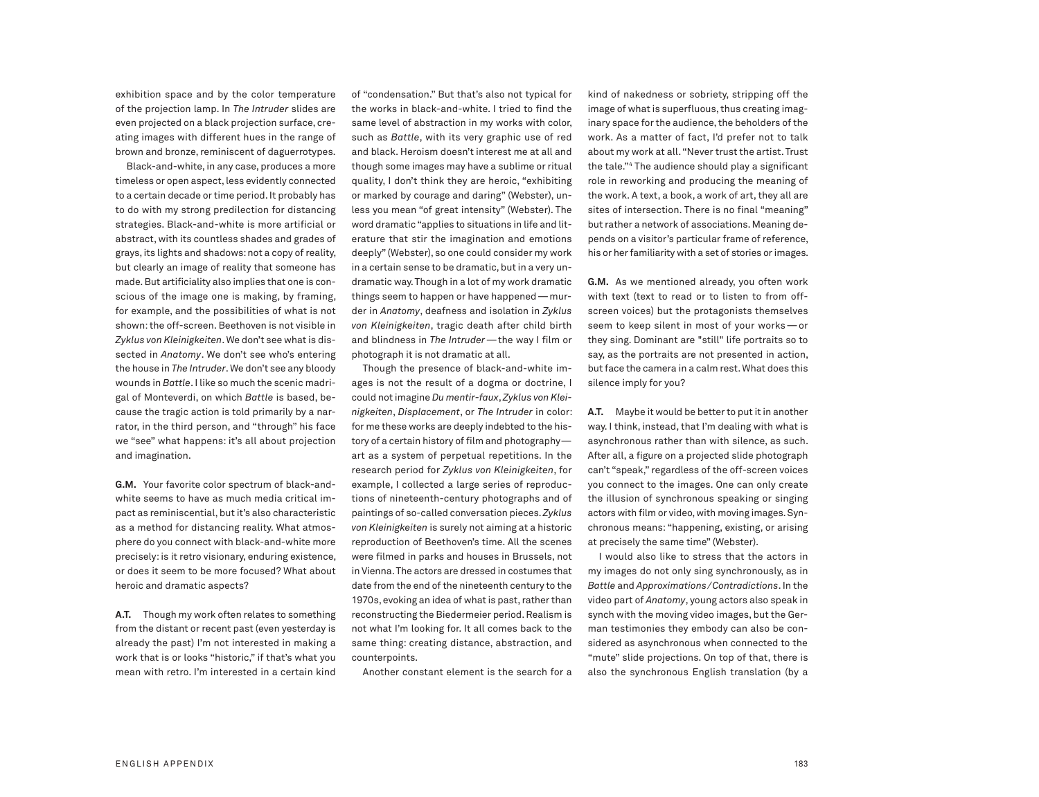exhibition space and by the color temperature of the projection lamp. In *The Intruder* slides are even projected on a black projection surface, creating images with different hues in the range of brown and bronze, reminiscent of daguerrotypes.

Black-and-white, in any case, produces a more timeless or open aspect, less evidently connected to a certain decade or time period. It probably has to do with my strong predilection for distancing strategies. Black-and-white is more artificial or abstract, with its countless shades and grades of grays, its lights and shadows: not a copy of reality, but clearly an image of reality that someone has made. But artificiality also implies that one is conscious of the image one is making, by framing, for example, and the possibilities of what is not shown: the off-screen. Beethoven is not visible in *Zyklus von Kleinigkeiten*. We don't see what is dissected in *Anatomy*. We don't see who's entering the house in *The Intruder*. We don't see any bloody wounds in *Battle*. I like so much the scenic madrigal of Monteverdi, on which *Battle* is based, because the tragic action is told primarily by a narrator, in the third person, and "through" his face we "see" what happens: it's all about projection and imagination.

**G.M.** Your favorite color spectrum of black-and-white seems to have as much media critical impact as reminiscential, but it's also characteristic as a method for distancing reality. What atmosphere do you connect with black-and-white more precisely: is it retro visionary, enduring existence, or does it seem to be more focused? What about heroic and dramatic aspects?

**A.T.** Though my work often relates to something from the distant or recent past (even yesterday is already the past) I'm not interested in making a work that is or looks "historic," if that's what you mean with retro. I'm interested in a certain kind of "condensation." But that's also not typical for the works in black-and-white. I tried to find the same level of abstraction in my works with color, such as *Battle*, with its very graphic use of red and black. Heroism doesn't interest me at all and though some images may have a sublime or ritual quality, I don't think they are heroic, "exhibiting or marked by courage and daring" (Webster), unless you mean "of great intensity" (Webster). The word dramatic "applies to situations in life and literature that stir the imagination and emotions deeply" (Webster), so one could consider my work in a certain sense to be dramatic, but in a very undramatic way. Though in a lot of my work dramatic things seem to happen or have happened — murder in *Anatomy*, deafness and isolation in *Zyklus von Kleinigkeiten*, tragic death after child birth and blindness in *The Intruder* — the way I film or photograph it is not dramatic at all.

Though the presence of black-and-white images is not the result of a dogma or doctrine, I could not imagine *Du mentir-faux*, *Zyklus von Kleinigkeiten*, *Displacement*, or *The Intruder* in color: for me these works are deeply indebted to the history of a certain history of film and photography — art as a system of perpetual repetitions. In the research period for *Zyklus von Kleinigkeiten*, for example, I collected a large series of reproductions of nineteenth-century photographs and of paintings of so-called conversation pieces. *Zyklus von Kleinigkeiten* is surely not aiming at a historic reproduction of Beethoven's time. All the scenes were filmed in parks and houses in Brussels, not in Vienna. The actors are dressed in costumes that date from the end of the nineteenth century to the 1970s, evoking an idea of what is past, rather than reconstructing the Biedermeier period. Realism is not what I'm looking for. It all comes back to the same thing: creating distance, abstraction, and counterpoints.

Another constant element is the search for a kind of nakedness or sobriety, stripping off the image of what is superfluous, thus creating imaginary space for the audience, the beholders of the work. As a matter of fact, I'd prefer not to talk about my work at all. "Never trust the artist. Trust the tale."[4] The audience should play a significant role in reworking and producing the meaning of the work. A text, a book, a work of art, they all are sites of intersection. There is no final "meaning" but rather a network of associations. Meaning depends on a visitor's particular frame of reference, his or her familiarity with a set of stories or images.

**G.M.** As we mentioned already, you often work with text (text to read or to listen to from off-screen voices) but the protagonists themselves seem to keep silent in most of your works — or they sing. Dominant are "still" life portraits so to say, as the portraits are not presented in action, but face the camera in a calm rest. What does this silence imply for you?

**A.T.** Maybe it would be better to put it in another way. I think, instead, that I'm dealing with what is asynchronous rather than with silence, as such. After all, a figure on a projected slide photograph can't "speak," regardless of the off-screen voices you connect to the images. One can only create the illusion of synchronous speaking or singing actors with film or video, with moving images. Synchronous means: "happening, existing, or arising at precisely the same time" (Webster).

I would also like to stress that the actors in my images do not only sing synchronously, as in *Battle* and *Approximations/Contradictions*. In the video part of *Anatomy*, young actors also speak in synch with the moving video images, but the German testimonies they embody can also be considered as asynchronous when connected to the "mute" slide projections. On top of that, there is also the synchronous English translation (by a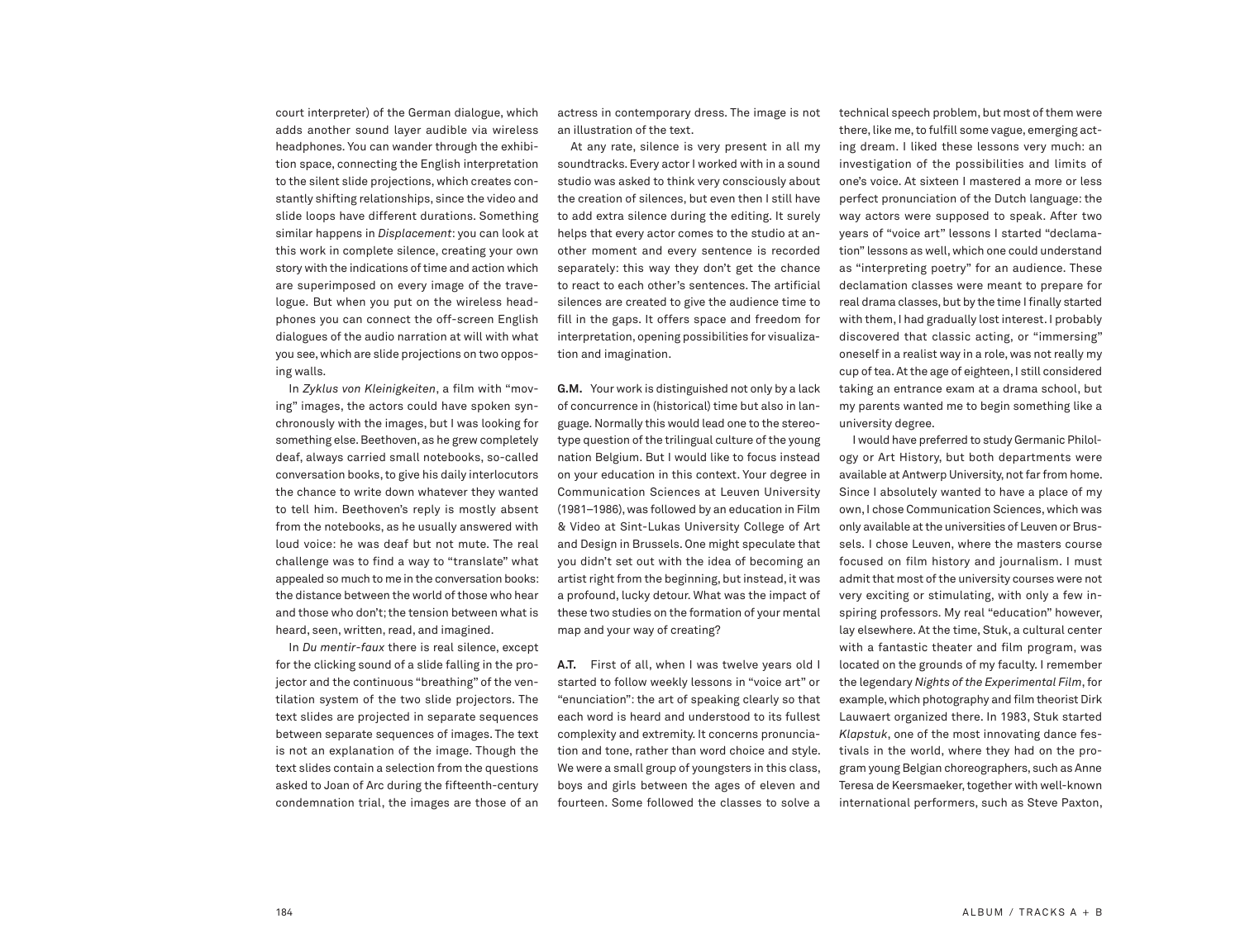court interpreter) of the German dialogue, which adds another sound layer audible via wireless headphones. You can wander through the exhibition space, connecting the English interpretation to the silent slide projections, which creates constantly shifting relationships, since the video and slide loops have different durations. Something similar happens in *Displacement*: you can look at this work in complete silence, creating your own story with the indications of time and action which are superimposed on every image of the travelogue. But when you put on the wireless headphones you can connect the off-screen English dialogues of the audio narration at will with what you see, which are slide projections on two opposing walls.

In *Zyklus von Kleinigkeiten*, a film with "moving" images, the actors could have spoken synchronously with the images, but I was looking for something else. Beethoven, as he grew completely deaf, always carried small notebooks, so-called conversation books, to give his daily interlocutors the chance to write down whatever they wanted to tell him. Beethoven's reply is mostly absent from the notebooks, as he usually answered with loud voice: he was deaf but not mute. The real challenge was to find a way to "translate" what appealed so much to me in the conversation books: the distance between the world of those who hear and those who don't; the tension between what is heard, seen, written, read, and imagined.

In *Du mentir-faux* there is real silence, except for the clicking sound of a slide falling in the projector and the continuous "breathing" of the ventilation system of the two slide projectors. The text slides are projected in separate sequences between separate sequences of images. The text is not an explanation of the image. Though the text slides contain a selection from the questions asked to Joan of Arc during the fifteenth-century condemnation trial, the images are those of an actress in contemporary dress. The image is not an illustration of the text.

At any rate, silence is very present in all my soundtracks. Every actor I worked with in a sound studio was asked to think very consciously about the creation of silences, but even then I still have to add extra silence during the editing. It surely helps that every actor comes to the studio at another moment and every sentence is recorded separately: this way they don't get the chance to react to each other's sentences. The artificial silences are created to give the audience time to fill in the gaps. It offers space and freedom for interpretation, opening possibilities for visualization and imagination.

**G.M.** Your work is distinguished not only by a lack of concurrence in (historical) time but also in language. Normally this would lead one to the stereotype question of the trilingual culture of the young nation Belgium. But I would like to focus instead on your education in this context. Your degree in Communication Sciences at Leuven University (1981–1986), was followed by an education in Film & Video at Sint-Lukas University College of Art and Design in Brussels. One might speculate that you didn't set out with the idea of becoming an artist right from the beginning, but instead, it was a profound, lucky detour. What was the impact of these two studies on the formation of your mental map and your way of creating?

**A.T.** First of all, when I was twelve years old I started to follow weekly lessons in "voice art" or "enunciation": the art of speaking clearly so that each word is heard and understood to its fullest complexity and extremity. It concerns pronunciation and tone, rather than word choice and style. We were a small group of youngsters in this class, boys and girls between the ages of eleven and fourteen. Some followed the classes to solve a technical speech problem, but most of them were there, like me, to fulfill some vague, emerging acting dream. I liked these lessons very much: an investigation of the possibilities and limits of one's voice. At sixteen I mastered a more or less perfect pronunciation of the Dutch language: the way actors were supposed to speak. After two years of "voice art" lessons I started "declamation" lessons as well, which one could understand as "interpreting poetry" for an audience. These declamation classes were meant to prepare for real drama classes, but by the time I finally started with them, I had gradually lost interest. I probably discovered that classic acting, or "immersing" oneself in a realist way in a role, was not really my cup of tea. At the age of eighteen, I still considered taking an entrance exam at a drama school, but my parents wanted me to begin something like a university degree.

I would have preferred to study Germanic Philology or Art History, but both departments were available at Antwerp University, not far from home. Since I absolutely wanted to have a place of my own, I chose Communication Sciences, which was only available at the universities of Leuven or Brussels. I chose Leuven, where the masters course focused on film history and journalism. I must admit that most of the university courses were not very exciting or stimulating, with only a few inspiring professors. My real "education" however, lay elsewhere. At the time, Stuk, a cultural center with a fantastic theater and film program, was located on the grounds of my faculty. I remember the legendary *Nights of the Experimental Film*, for example, which photography and film theorist Dirk Lauwaert organized there. In 1983, Stuk started *Klapstuk*, one of the most innovating dance festivals in the world, where they had on the program young Belgian choreographers, such as Anne Teresa de Keersmaeker, together with well-known international performers, such as Steve Paxton,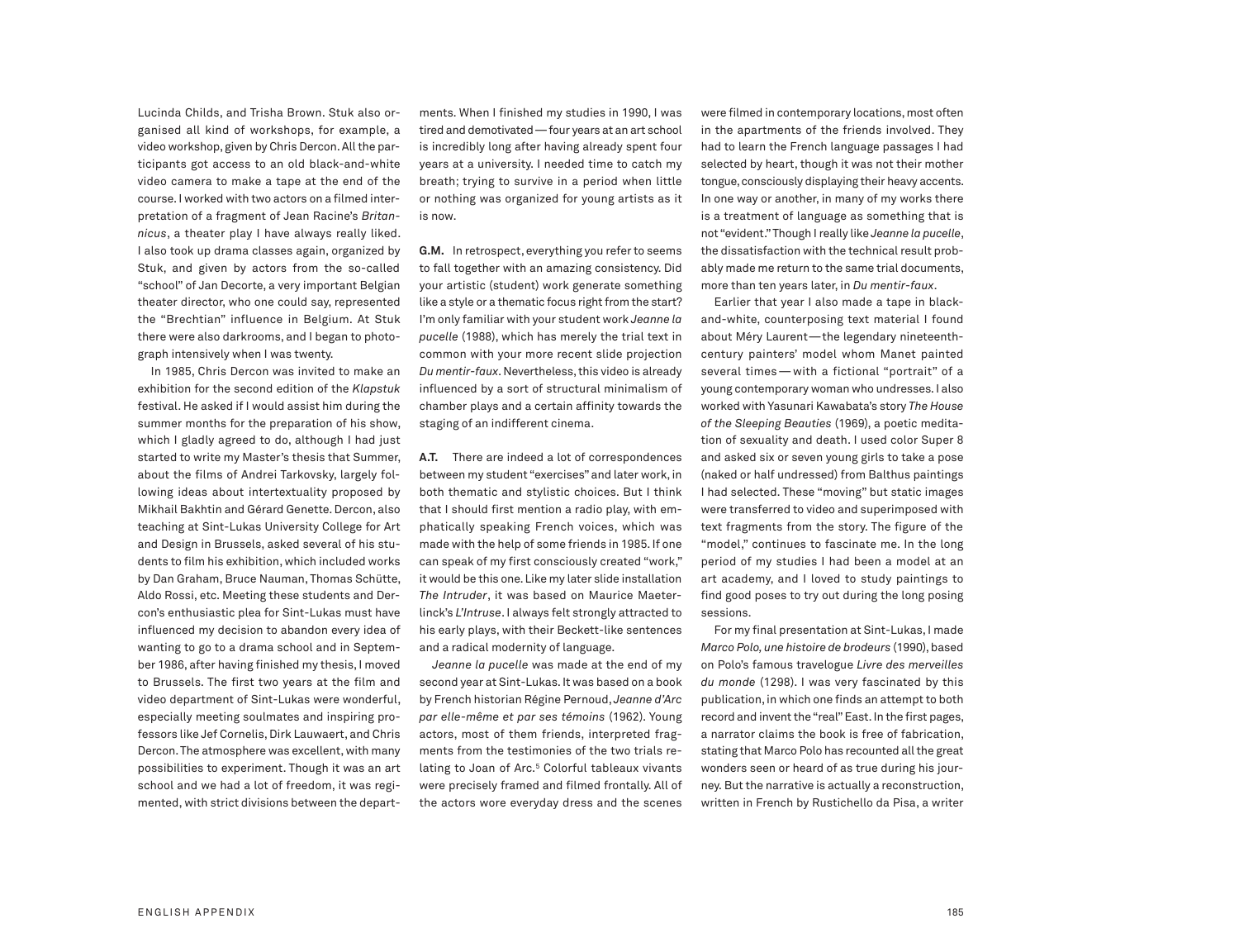Lucinda Childs, and Trisha Brown. Stuk also organised all kind of workshops, for example, a video workshop, given by Chris Dercon. All the participants got access to an old black-and-white video camera to make a tape at the end of the course. I worked with two actors on a filmed interpretation of a fragment of Jean Racine's *Britannicus*, a theater play I have always really liked. I also took up drama classes again, organized by Stuk, and given by actors from the so-called "school" of Jan Decorte, a very important Belgian theater director, who one could say, represented the "Brechtian" influence in Belgium. At Stuk there were also darkrooms, and I began to photograph intensively when I was twenty.

In 1985, Chris Dercon was invited to make an exhibition for the second edition of the *Klapstuk* festival. He asked if I would assist him during the summer months for the preparation of his show, which I gladly agreed to do, although I had just started to write my Master's thesis that Summer, about the films of Andrei Tarkovsky, largely following ideas about intertextuality proposed by Mikhail Bakhtin and Gérard Genette. Dercon, also teaching at Sint-Lukas University College for Art and Design in Brussels, asked several of his students to film his exhibition, which included works by Dan Graham, Bruce Nauman, Thomas Schütte, Aldo Rossi, etc. Meeting these students and Dercon's enthusiastic plea for Sint-Lukas must have influenced my decision to abandon every idea of wanting to go to a drama school and in September 1986, after having finished my thesis, I moved to Brussels. The first two years at the film and video department of Sint-Lukas were wonderful, especially meeting soulmates and inspiring professors like Jef Cornelis, Dirk Lauwaert, and Chris Dercon. The atmosphere was excellent, with many possibilities to experiment. Though it was an art school and we had a lot of freedom, it was regimented, with strict divisions between the departments. When I finished my studies in 1990, I was tired and demotivated — four years at an art school is incredibly long after having already spent four years at a university. I needed time to catch my breath; trying to survive in a period when little or nothing was organized for young artists as it is now.

**G.M.** In retrospect, everything you refer to seems to fall together with an amazing consistency. Did your artistic (student) work generate something like a style or a thematic focus right from the start? I'm only familiar with your student work *Jeanne la pucelle* (1988), which has merely the trial text in common with your more recent slide projection *Du mentir-faux*. Nevertheless, this video is already influenced by a sort of structural minimalism of chamber plays and a certain affinity towards the staging of an indifferent cinema.

**A.T.** There are indeed a lot of correspondences between my student "exercises" and later work, in both thematic and stylistic choices. But I think that I should first mention a radio play, with emphatically speaking French voices, which was made with the help of some friends in 1985. If one can speak of my first consciously created "work," it would be this one. Like my later slide installation *The Intruder*, it was based on Maurice Maeterlinck's *L'Intruse*. I always felt strongly attracted to his early plays, with their Beckett-like sentences and a radical modernity of language.

*Jeanne la pucelle* was made at the end of my second year at Sint-Lukas. It was based on a book by French historian Régine Pernoud, *Jeanne d'Arc par elle-même et par ses témoins* (1962). Young actors, most of them friends, interpreted fragments from the testimonies of the two trials relating to Joan of Arc.[5] Colorful tableaux vivants were precisely framed and filmed frontally. All of the actors wore everyday dress and the scenes were filmed in contemporary locations, most often in the apartments of the friends involved. They had to learn the French language passages I had selected by heart, though it was not their mother tongue, consciously displaying their heavy accents. In one way or another, in many of my works there is a treatment of language as something that is not "evident." Though I really like *Jeanne la pucelle*, the dissatisfaction with the technical result probably made me return to the same trial documents, more than ten years later, in *Du mentir-faux*.

Earlier that year I also made a tape in black-and-white, counterposing text material I found about Méry Laurent — the legendary nineteenth-century painters' model whom Manet painted several times — with a fictional "portrait" of a young contemporary woman who undresses. I also worked with Yasunari Kawabata's story *The House of the Sleeping Beauties* (1969), a poetic meditation of sexuality and death. I used color Super 8 and asked six or seven young girls to take a pose (naked or half undressed) from Balthus paintings I had selected. These "moving" but static images were transferred to video and superimposed with text fragments from the story. The figure of the "model," continues to fascinate me. In the long period of my studies I had been a model at an art academy, and I loved to study paintings to find good poses to try out during the long posing sessions.

For my final presentation at Sint-Lukas, I made *Marco Polo, une histoire de brodeurs* (1990), based on Polo's famous travelogue *Livre des merveilles du monde* (1298). I was very fascinated by this publication, in which one finds an attempt to both record and invent the "real" East. In the first pages, a narrator claims the book is free of fabrication, stating that Marco Polo has recounted all the great wonders seen or heard of as true during his journey. But the narrative is actually a reconstruction, written in French by Rustichello da Pisa, a writer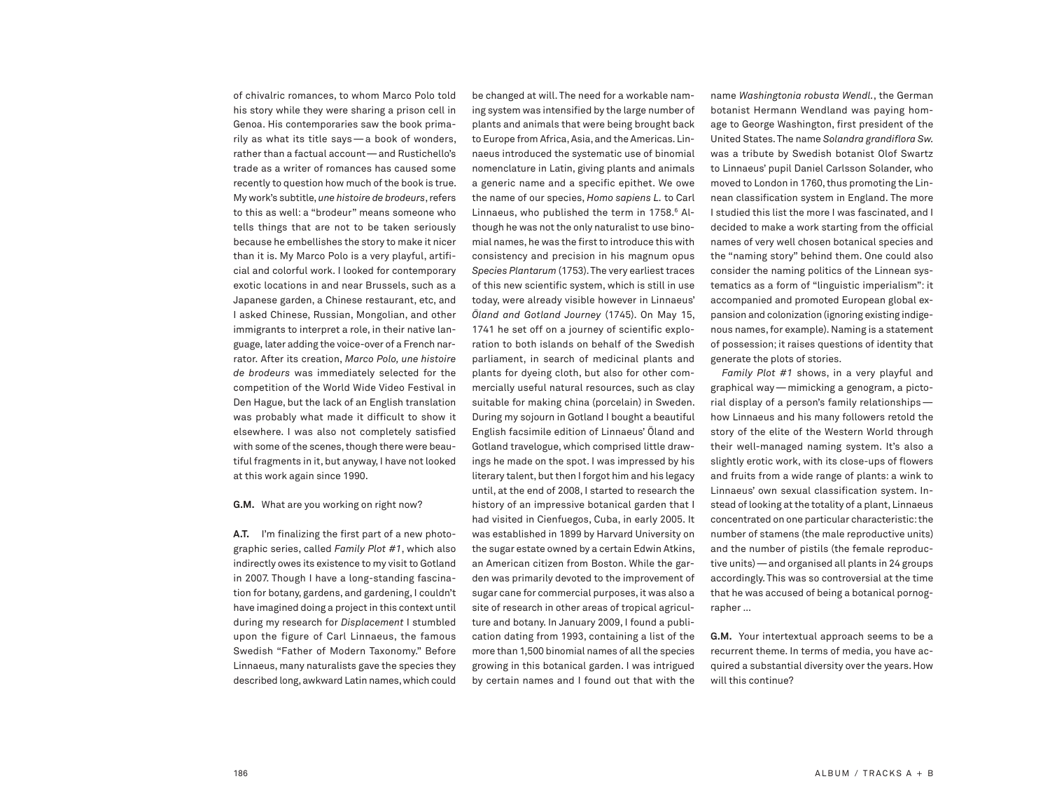of chivalric romances, to whom Marco Polo told his story while they were sharing a prison cell in Genoa. His contemporaries saw the book primarily as what its title says — a book of wonders, rather than a factual account — and Rustichello's trade as a writer of romances has caused some recently to question how much of the book is true. My work's subtitle, *une histoire de brodeurs*, refers to this as well: a "brodeur" means someone who tells things that are not to be taken seriously because he embellishes the story to make it nicer than it is. My Marco Polo is a very playful, artificial and colorful work. I looked for contemporary exotic locations in and near Brussels, such as a Japanese garden, a Chinese restaurant, etc, and I asked Chinese, Russian, Mongolian, and other immigrants to interpret a role, in their native language, later adding the voice-over of a French narrator. After its creation, *Marco Polo, une histoire de brodeurs* was immediately selected for the competition of the World Wide Video Festival in Den Hague, but the lack of an English translation was probably what made it difficult to show it elsewhere. I was also not completely satisfied with some of the scenes, though there were beautiful fragments in it, but anyway, I have not looked at this work again since 1990.

**G.M.** What are you working on right now?

**A.T.** I'm finalizing the first part of a new photographic series, called *Family Plot #1*, which also indirectly owes its existence to my visit to Gotland in 2007. Though I have a long-standing fascination for botany, gardens, and gardening, I couldn't have imagined doing a project in this context until during my research for *Displacement* I stumbled upon the figure of Carl Linnaeus, the famous Swedish "Father of Modern Taxonomy." Before Linnaeus, many naturalists gave the species they described long, awkward Latin names, which could be changed at will. The need for a workable naming system was intensified by the large number of plants and animals that were being brought back to Europe from Africa, Asia, and the Americas. Linnaeus introduced the systematic use of binomial nomenclature in Latin, giving plants and animals a generic name and a specific epithet. We owe the name of our species, *Homo sapiens L.* to Carl Linnaeus, who published the term in 1758.[6] Although he was not the only naturalist to use binomial names, he was the first to introduce this with consistency and precision in his magnum opus *Species Plantarum* (1753). The very earliest traces of this new scientific system, which is still in use today, were already visible however in Linnaeus' *Öland and Gotland Journey* (1745). On May 15, 1741 he set off on a journey of scientific exploration to both islands on behalf of the Swedish parliament, in search of medicinal plants and plants for dyeing cloth, but also for other commercially useful natural resources, such as clay suitable for making china (porcelain) in Sweden. During my sojourn in Gotland I bought a beautiful English facsimile edition of Linnaeus' Öland and Gotland travelogue, which comprised little drawings he made on the spot. I was impressed by his literary talent, but then I forgot him and his legacy until, at the end of 2008, I started to research the history of an impressive botanical garden that I had visited in Cienfuegos, Cuba, in early 2005. It was established in 1899 by Harvard University on the sugar estate owned by a certain Edwin Atkins, an American citizen from Boston. While the garden was primarily devoted to the improvement of sugar cane for commercial purposes, it was also a site of research in other areas of tropical agriculture and botany. In January 2009, I found a publication dating from 1993, containing a list of the more than 1,500 binomial names of all the species growing in this botanical garden. I was intrigued by certain names and I found out that with the name *Washingtonia robusta Wendl.*, the German botanist Hermann Wendland was paying homage to George Washington, first president of the United States. The name *Solandra grandiflora Sw.* was a tribute by Swedish botanist Olof Swartz to Linnaeus' pupil Daniel Carlsson Solander, who moved to London in 1760, thus promoting the Linnean classification system in England. The more I studied this list the more I was fascinated, and I decided to make a work starting from the official names of very well chosen botanical species and the "naming story" behind them. One could also consider the naming politics of the Linnean systematics as a form of "linguistic imperialism": it accompanied and promoted European global expansion and colonization (ignoring existing indigenous names, for example). Naming is a statement of possession; it raises questions of identity that generate the plots of stories.

*Family Plot #1* shows, in a very playful and graphical way — mimicking a genogram, a pictorial display of a person's family relationships — how Linnaeus and his many followers retold the story of the elite of the Western World through their well-managed naming system. It's also a slightly erotic work, with its close-ups of flowers and fruits from a wide range of plants: a wink to Linnaeus' own sexual classification system. Instead of looking at the totality of a plant, Linnaeus concentrated on one particular characteristic: the number of stamens (the male reproductive units) and the number of pistils (the female reproductive units) — and organised all plants in 24 groups accordingly. This was so controversial at the time that he was accused of being a botanical pornographer ...

**G.M.** Your intertextual approach seems to be a recurrent theme. In terms of media, you have acquired a substantial diversity over the years. How will this continue?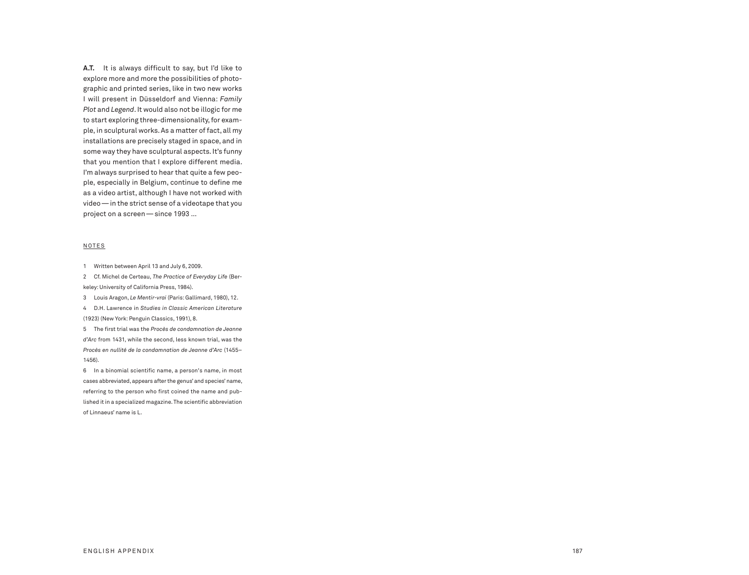**A.T.** It is always difficult to say, but I'd like to explore more and more the possibilities of photographic and printed series, like in two new works I will present in Düsseldorf and Vienna: *Family Plot* and *Legend*. It would also not be illogic for me to start exploring three-dimensionality, for example, in sculptural works. As a matter of fact, all my installations are precisely staged in space, and in some way they have sculptural aspects. It's funny that you mention that I explore different media. I'm always surprised to hear that quite a few people, especially in Belgium, continue to define me as a video artist, although I have not worked with video — in the strict sense of a videotape that you project on a screen — since 1993 …

NOTES

1 Written between April 13 and July 6, 2009.

2 Cf. Michel de Certeau, *The Practice of Everyday Life* (Berkeley: University of California Press, 1984).

3 Louis Aragon, *Le Mentir-vrai* (Paris: Gallimard, 1980), 12.

4 D.H. Lawrence in *Studies in Classic American Literature* (1923) (New York: Penguin Classics, 1991), 8.

5 The first trial was the *Procès de condamnation de Jeanne d'Arc* from 1431, while the second, less known trial, was the *Procès en nullité de la condamnation de Jeanne d'Arc* (1455–1456).

6 In a binomial scientific name, a person's name, in most cases abbreviated, appears after the genus' and species' name, referring to the person who first coined the name and published it in a specialized magazine. The scientific abbreviation of Linnaeus' name is L.